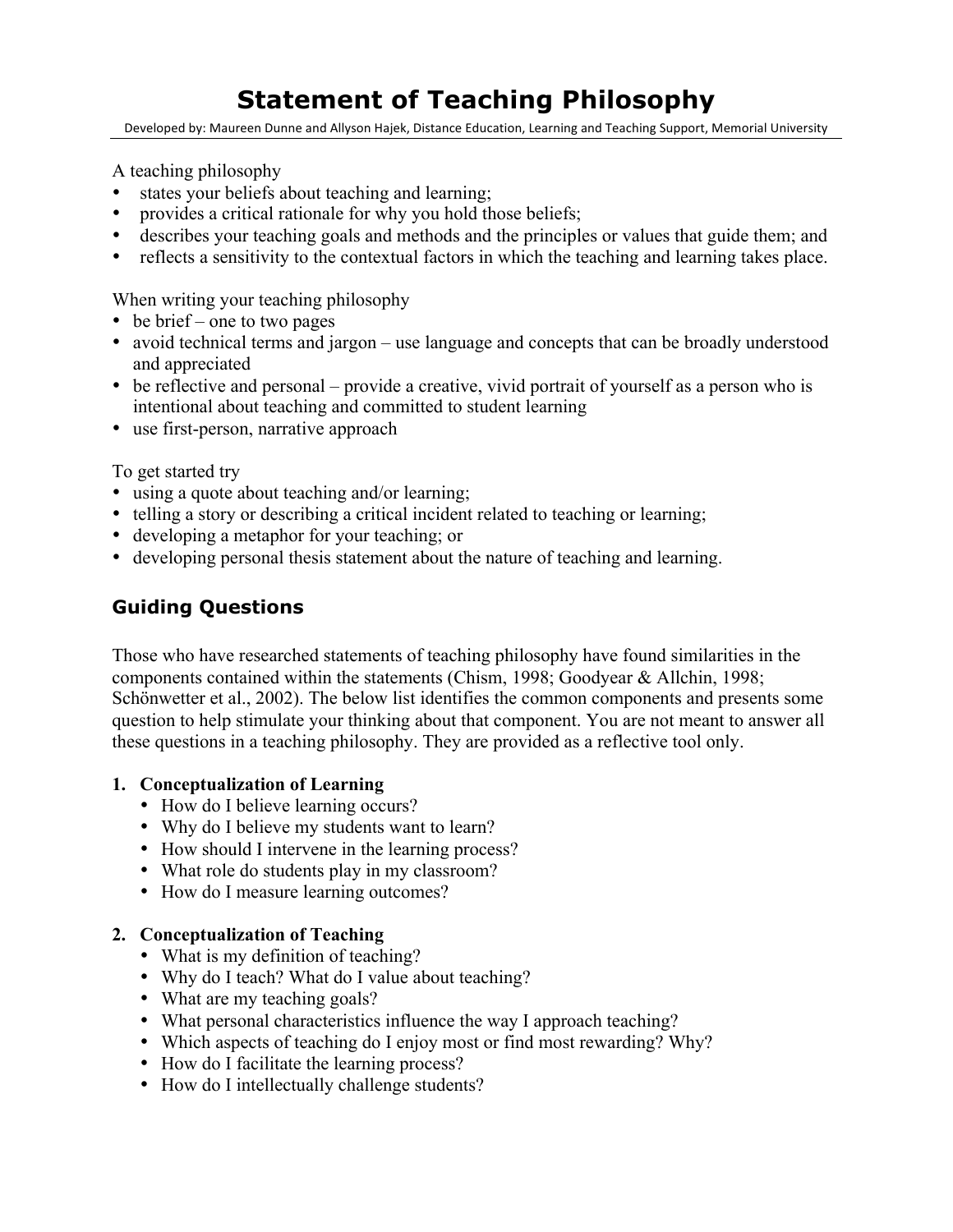# Statement of Teaching Philosophy

Developed by: Maureen Dunne and Allyson Hajek, Distance Education, Learning and Teaching Support, Memorial University

A teaching philosophy

- states your beliefs about teaching and learning;
- provides a critical rationale for why you hold those beliefs;
- describes your teaching goals and methods and the principles or values that guide them; and
- reflects a sensitivity to the contextual factors in which the teaching and learning takes place.

When writing your teaching philosophy

- be brief – one to two pages
- avoid technical terms and jargon – use language and concepts that can be broadly understood and appreciated
- be reflective and personal – provide a creative, vivid portrait of yourself as a person who is intentional about teaching and committed to student learning
- use first-person, narrative approach

To get started try

- using a quote about teaching and/or learning;
- telling a story or describing a critical incident related to teaching or learning;
- developing a metaphor for your teaching; or
- developing personal thesis statement about the nature of teaching and learning.

## Guiding Questions

Those who have researched statements of teaching philosophy have found similarities in the components contained within the statements (Chism, 1998; Goodyear & Allchin, 1998; Schönwetter et al., 2002). The below list identifies the common components and presents some question to help stimulate your thinking about that component. You are not meant to answer all these questions in a teaching philosophy. They are provided as a reflective tool only.

1. **Conceptualization of Learning**
   - How do I believe learning occurs?
   - Why do I believe my students want to learn?
   - How should I intervene in the learning process?
   - What role do students play in my classroom?
   - How do I measure learning outcomes?

2. **Conceptualization of Teaching**
   - What is my definition of teaching?
   - Why do I teach? What do I value about teaching?
   - What are my teaching goals?
   - What personal characteristics influence the way I approach teaching?
   - Which aspects of teaching do I enjoy most or find most rewarding? Why?
   - How do I facilitate the learning process?
   - How do I intellectually challenge students?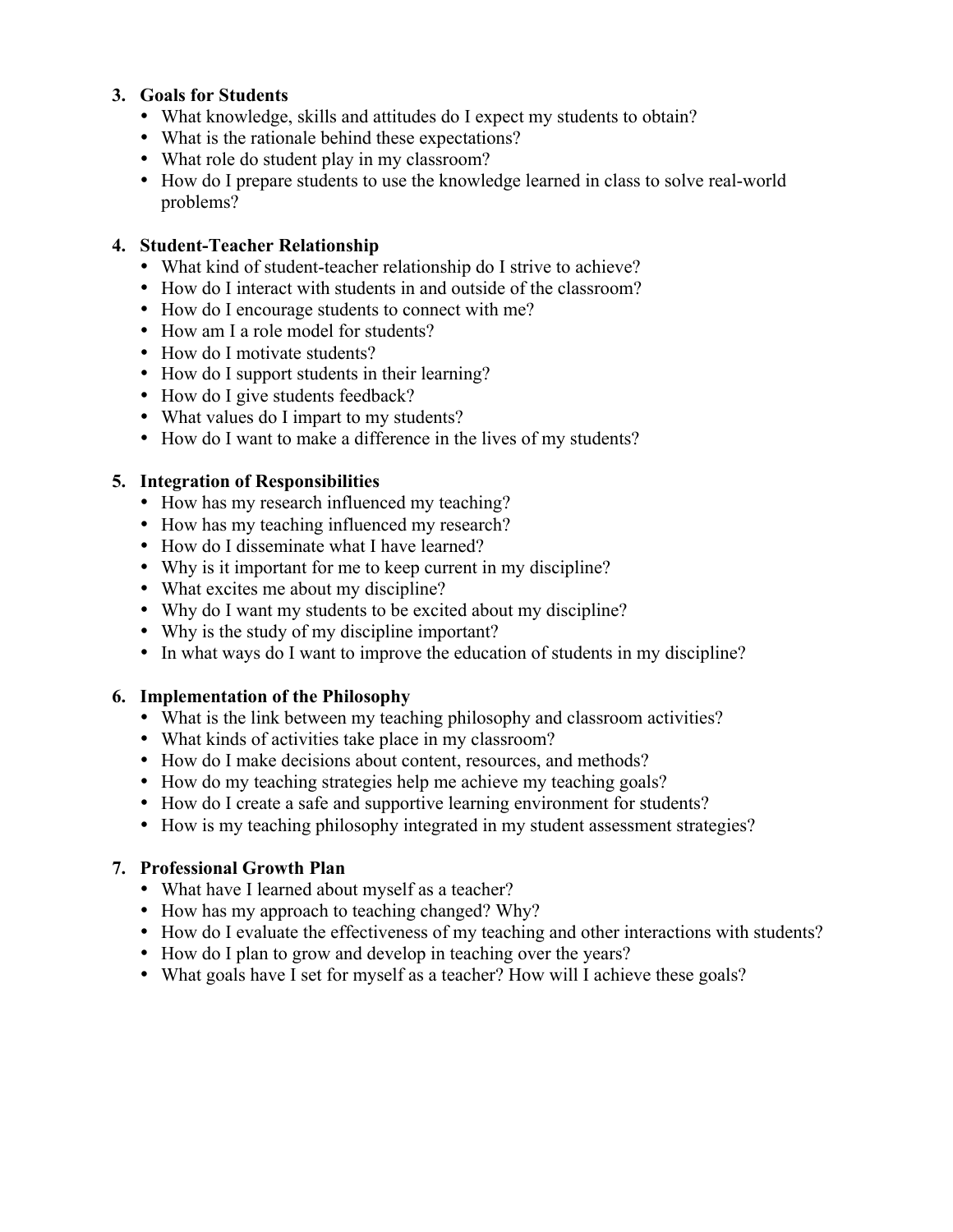3. **Goals for Students**
   - What knowledge, skills and attitudes do I expect my students to obtain?
   - What is the rationale behind these expectations?
   - What role do student play in my classroom?
   - How do I prepare students to use the knowledge learned in class to solve real-world problems?

4. **Student-Teacher Relationship**
   - What kind of student-teacher relationship do I strive to achieve?
   - How do I interact with students in and outside of the classroom?
   - How do I encourage students to connect with me?
   - How am I a role model for students?
   - How do I motivate students?
   - How do I support students in their learning?
   - How do I give students feedback?
   - What values do I impart to my students?
   - How do I want to make a difference in the lives of my students?

5. **Integration of Responsibilities**
   - How has my research influenced my teaching?
   - How has my teaching influenced my research?
   - How do I disseminate what I have learned?
   - Why is it important for me to keep current in my discipline?
   - What excites me about my discipline?
   - Why do I want my students to be excited about my discipline?
   - Why is the study of my discipline important?
   - In what ways do I want to improve the education of students in my discipline?

6. **Implementation of the Philosophy**
   - What is the link between my teaching philosophy and classroom activities?
   - What kinds of activities take place in my classroom?
   - How do I make decisions about content, resources, and methods?
   - How do my teaching strategies help me achieve my teaching goals?
   - How do I create a safe and supportive learning environment for students?
   - How is my teaching philosophy integrated in my student assessment strategies?

7. **Professional Growth Plan**
   - What have I learned about myself as a teacher?
   - How has my approach to teaching changed? Why?
   - How do I evaluate the effectiveness of my teaching and other interactions with students?
   - How do I plan to grow and develop in teaching over the years?
   - What goals have I set for myself as a teacher? How will I achieve these goals?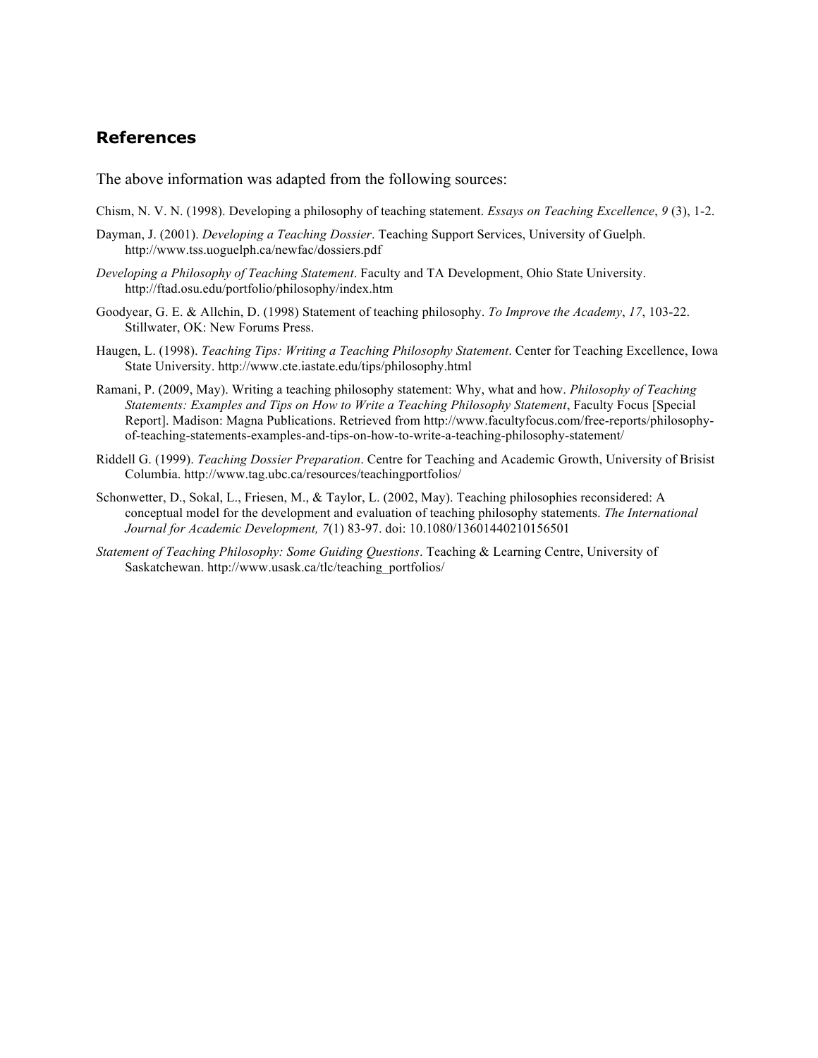## References

The above information was adapted from the following sources:

Chism, N. V. N. (1998). Developing a philosophy of teaching statement. *Essays on Teaching Excellence*, *9* (3), 1-2.

Dayman, J. (2001). *Developing a Teaching Dossier*. Teaching Support Services, University of Guelph. http://www.tss.uoguelph.ca/newfac/dossiers.pdf

*Developing a Philosophy of Teaching Statement*. Faculty and TA Development, Ohio State University. http://ftad.osu.edu/portfolio/philosophy/index.htm

Goodyear, G. E. & Allchin, D. (1998) Statement of teaching philosophy. *To Improve the Academy*, *17*, 103-22. Stillwater, OK: New Forums Press.

Haugen, L. (1998). *Teaching Tips: Writing a Teaching Philosophy Statement*. Center for Teaching Excellence, Iowa State University. http://www.cte.iastate.edu/tips/philosophy.html

Ramani, P. (2009, May). Writing a teaching philosophy statement: Why, what and how. *Philosophy of Teaching Statements: Examples and Tips on How to Write a Teaching Philosophy Statement*, Faculty Focus [Special Report]. Madison: Magna Publications. Retrieved from http://www.facultyfocus.com/free-reports/philosophy-of-teaching-statements-examples-and-tips-on-how-to-write-a-teaching-philosophy-statement/

Riddell G. (1999). *Teaching Dossier Preparation*. Centre for Teaching and Academic Growth, University of Brisist Columbia. http://www.tag.ubc.ca/resources/teachingportfolios/

Schonwetter, D., Sokal, L., Friesen, M., & Taylor, L. (2002, May). Teaching philosophies reconsidered: A conceptual model for the development and evaluation of teaching philosophy statements. *The International Journal for Academic Development, 7*(1) 83-97. doi: 10.1080/13601440210156501

*Statement of Teaching Philosophy: Some Guiding Questions*. Teaching & Learning Centre, University of Saskatchewan. http://www.usask.ca/tlc/teaching_portfolios/